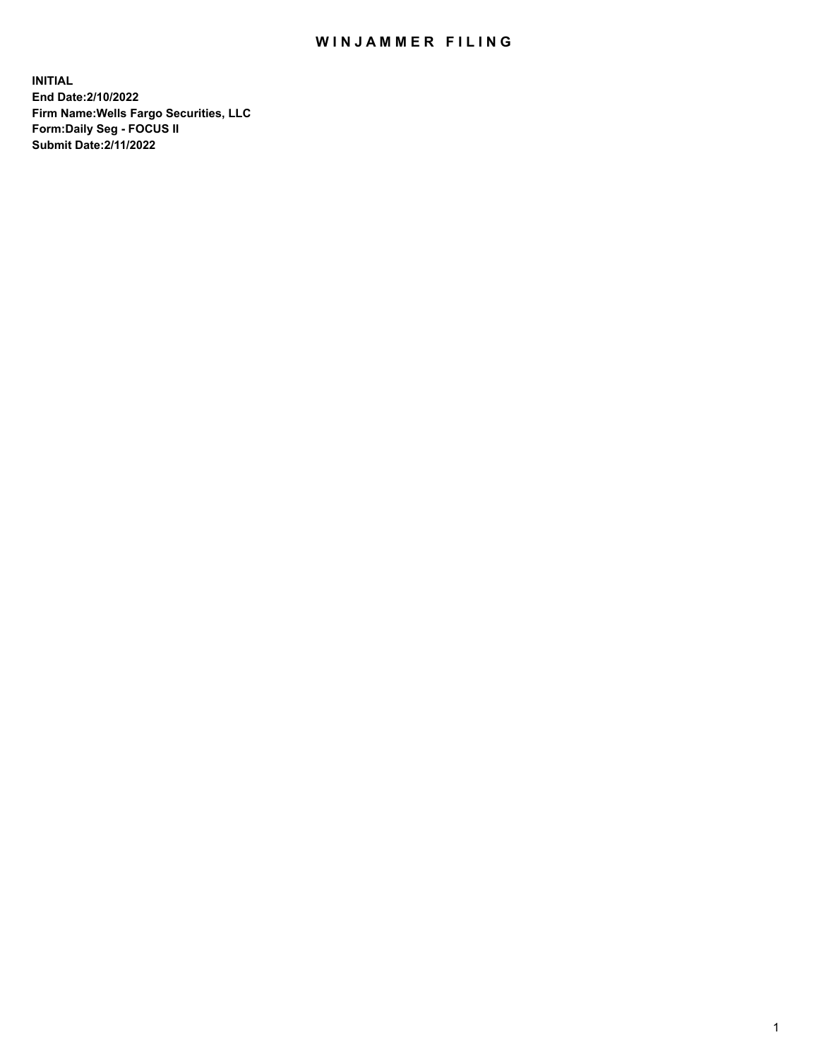# WINJAMMER FILING

**INITIAL**
**End Date:2/10/2022**
**Firm Name:Wells Fargo Securities, LLC**
**Form:Daily Seg - FOCUS II**
**Submit Date:2/11/2022**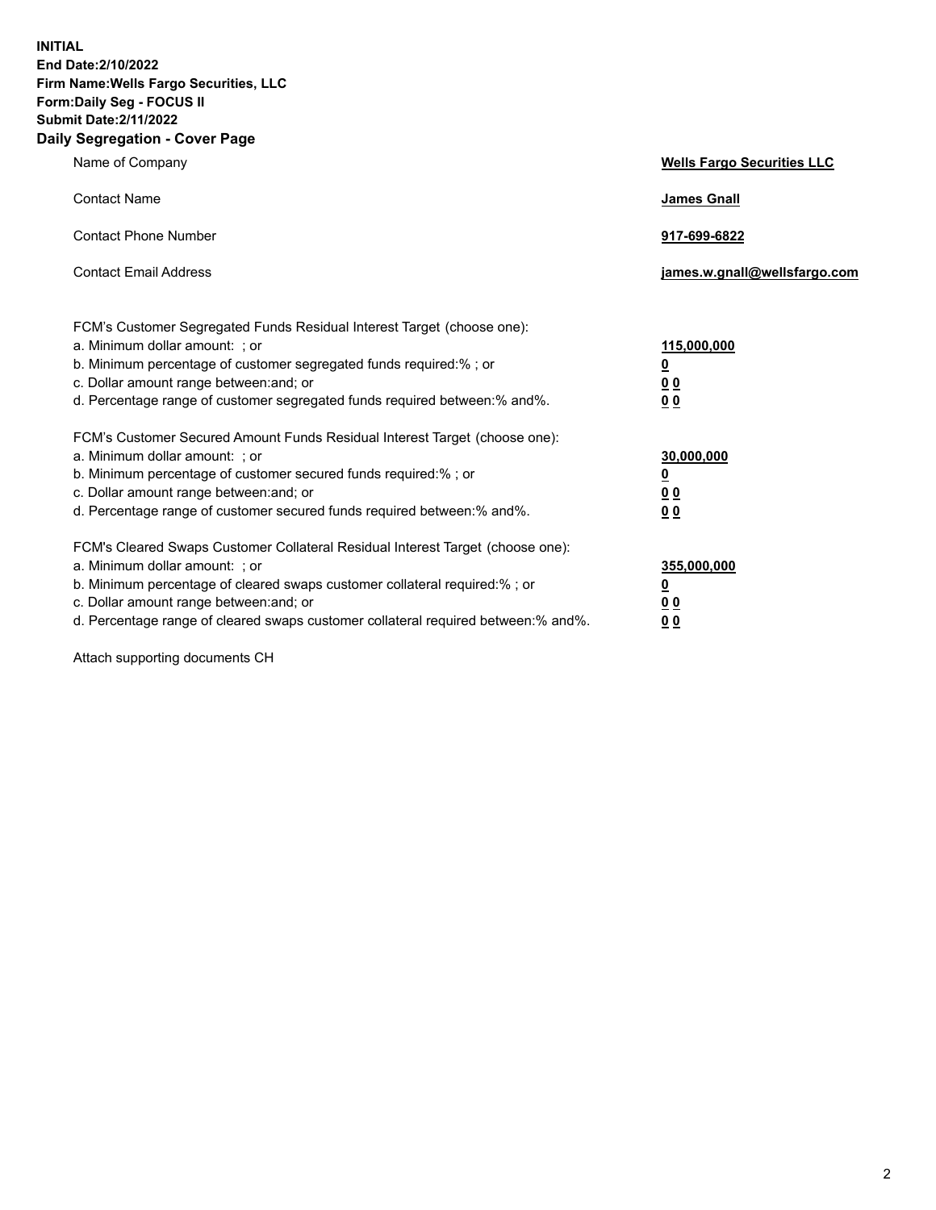**INITIAL**
**End Date:2/10/2022**
**Firm Name:Wells Fargo Securities, LLC**
**Form:Daily Seg - FOCUS II**
**Submit Date:2/11/2022**

## Daily Segregation - Cover Page

| | |
|---|---|
| Name of Company | **Wells Fargo Securities LLC** |
| Contact Name | **James Gnall** |
| Contact Phone Number | **917-699-6822** |
| Contact Email Address | **james.w.gnall@wellsfargo.com** |

| | |
|---|---|
| FCM's Customer Segregated Funds Residual Interest Target (choose one): | |
| a. Minimum dollar amount: ; or | **115,000,000** |
| b. Minimum percentage of customer segregated funds required:% ; or | **0** |
| c. Dollar amount range between:and; or | **0 0** |
| d. Percentage range of customer segregated funds required between:% and%. | **0 0** |
| FCM's Customer Secured Amount Funds Residual Interest Target (choose one): | |
| a. Minimum dollar amount: ; or | **30,000,000** |
| b. Minimum percentage of customer secured funds required:% ; or | **0** |
| c. Dollar amount range between:and; or | **0 0** |
| d. Percentage range of customer secured funds required between:% and%. | **0 0** |
| FCM's Cleared Swaps Customer Collateral Residual Interest Target (choose one): | |
| a. Minimum dollar amount: ; or | **355,000,000** |
| b. Minimum percentage of cleared swaps customer collateral required:% ; or | **0** |
| c. Dollar amount range between:and; or | **0 0** |
| d. Percentage range of cleared swaps customer collateral required between:% and%. | **0 0** |

Attach supporting documents CH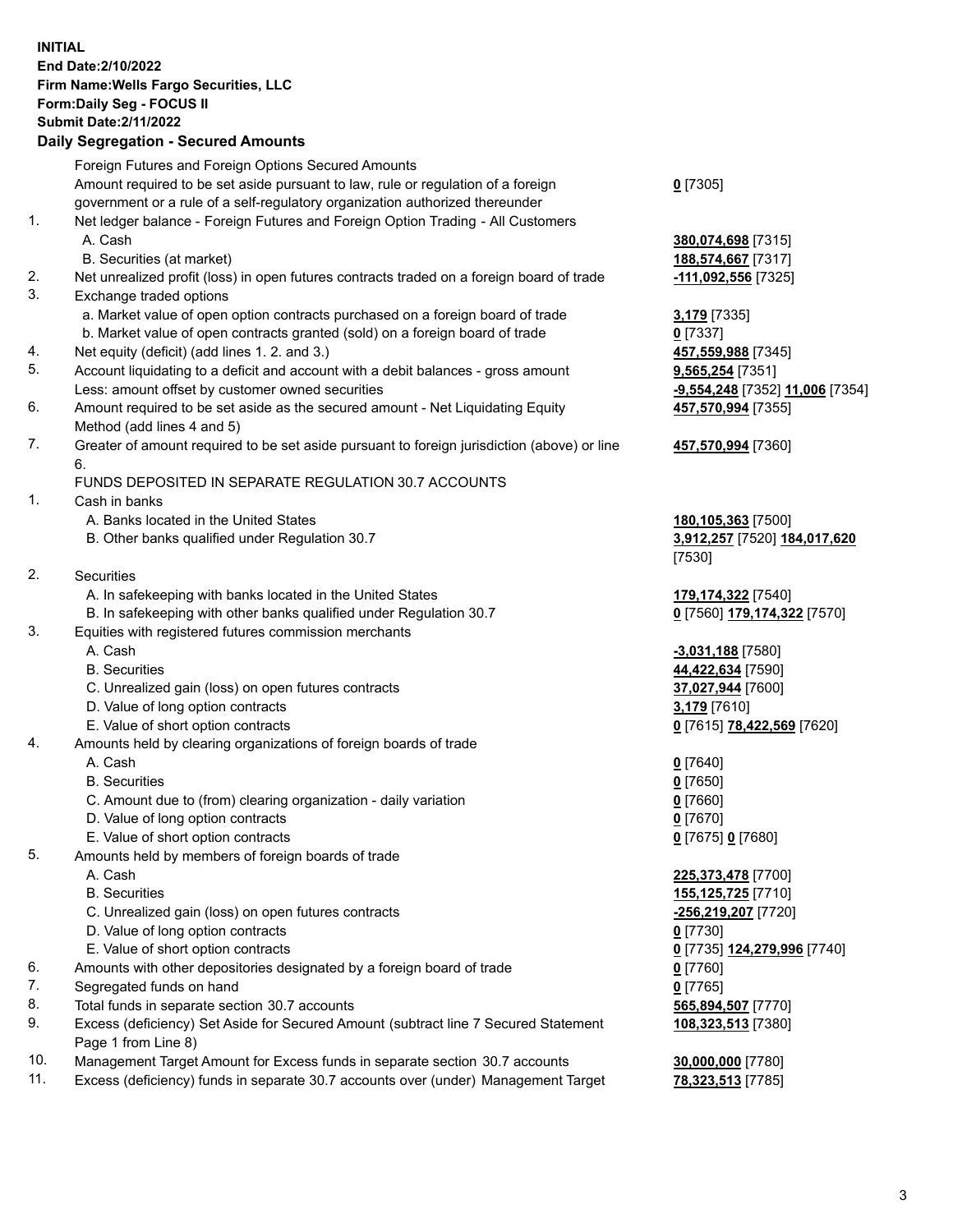**INITIAL**
**End Date:2/10/2022**
**Firm Name:Wells Fargo Securities, LLC**
**Form:Daily Seg - FOCUS II**
**Submit Date:2/11/2022**

## Daily Segregation - Secured Amounts

| | | |
|---|---|---|
| | Foreign Futures and Foreign Options Secured Amounts | |
| | Amount required to be set aside pursuant to law, rule or regulation of a foreign government or a rule of a self-regulatory organization authorized thereunder | **0** [7305] |
| 1. | Net ledger balance - Foreign Futures and Foreign Option Trading - All Customers | |
| | A. Cash | **380,074,698** [7315] |
| | B. Securities (at market) | **188,574,667** [7317] |
| 2. | Net unrealized profit (loss) in open futures contracts traded on a foreign board of trade | **-111,092,556** [7325] |
| 3. | Exchange traded options | |
| | a. Market value of open option contracts purchased on a foreign board of trade | **3,179** [7335] |
| | b. Market value of open contracts granted (sold) on a foreign board of trade | **0** [7337] |
| 4. | Net equity (deficit) (add lines 1. 2. and 3.) | **457,559,988** [7345] |
| 5. | Account liquidating to a deficit and account with a debit balances - gross amount | **9,565,254** [7351] |
| | Less: amount offset by customer owned securities | **-9,554,248** [7352] **11,006** [7354] |
| 6. | Amount required to be set aside as the secured amount - Net Liquidating Equity Method (add lines 4 and 5) | **457,570,994** [7355] |
| 7. | Greater of amount required to be set aside pursuant to foreign jurisdiction (above) or line 6. | **457,570,994** [7360] |
| | FUNDS DEPOSITED IN SEPARATE REGULATION 30.7 ACCOUNTS | |
| 1. | Cash in banks | |
| | A. Banks located in the United States | **180,105,363** [7500] |
| | B. Other banks qualified under Regulation 30.7 | **3,912,257** [7520] **184,017,620** [7530] |
| 2. | Securities | |
| | A. In safekeeping with banks located in the United States | **179,174,322** [7540] |
| | B. In safekeeping with other banks qualified under Regulation 30.7 | **0** [7560] **179,174,322** [7570] |
| 3. | Equities with registered futures commission merchants | |
| | A. Cash | **-3,031,188** [7580] |
| | B. Securities | **44,422,634** [7590] |
| | C. Unrealized gain (loss) on open futures contracts | **37,027,944** [7600] |
| | D. Value of long option contracts | **3,179** [7610] |
| | E. Value of short option contracts | **0** [7615] **78,422,569** [7620] |
| 4. | Amounts held by clearing organizations of foreign boards of trade | |
| | A. Cash | **0** [7640] |
| | B. Securities | **0** [7650] |
| | C. Amount due to (from) clearing organization - daily variation | **0** [7660] |
| | D. Value of long option contracts | **0** [7670] |
| | E. Value of short option contracts | **0** [7675] **0** [7680] |
| 5. | Amounts held by members of foreign boards of trade | |
| | A. Cash | **225,373,478** [7700] |
| | B. Securities | **155,125,725** [7710] |
| | C. Unrealized gain (loss) on open futures contracts | **-256,219,207** [7720] |
| | D. Value of long option contracts | **0** [7730] |
| | E. Value of short option contracts | **0** [7735] **124,279,996** [7740] |
| 6. | Amounts with other depositories designated by a foreign board of trade | **0** [7760] |
| 7. | Segregated funds on hand | **0** [7765] |
| 8. | Total funds in separate section 30.7 accounts | **565,894,507** [7770] |
| 9. | Excess (deficiency) Set Aside for Secured Amount (subtract line 7 Secured Statement Page 1 from Line 8) | **108,323,513** [7380] |
| 10. | Management Target Amount for Excess funds in separate section 30.7 accounts | **30,000,000** [7780] |
| 11. | Excess (deficiency) funds in separate 30.7 accounts over (under) Management Target | **78,323,513** [7785] |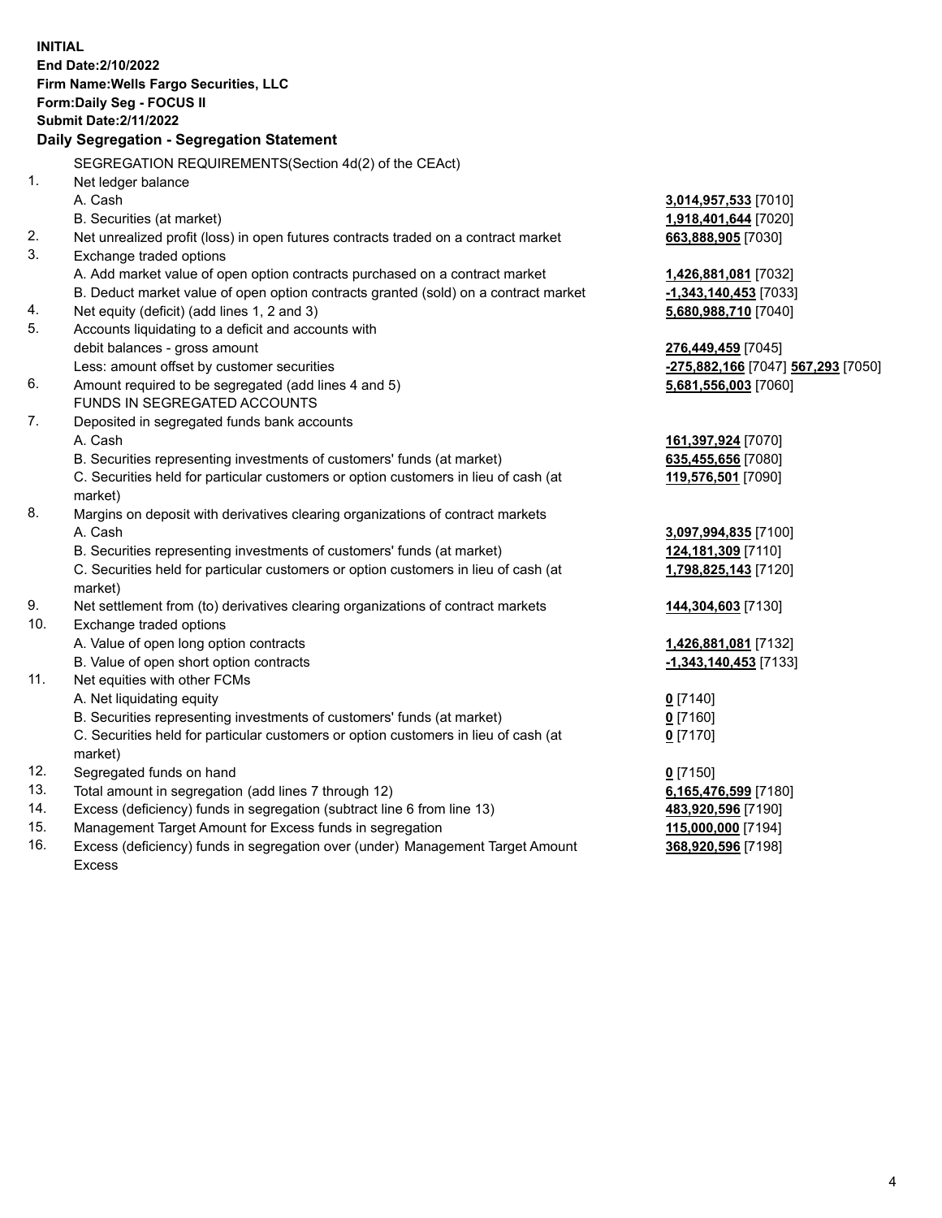**INITIAL**
**End Date:2/10/2022**
**Firm Name:Wells Fargo Securities, LLC**
**Form:Daily Seg - FOCUS II**
**Submit Date:2/11/2022**

**Daily Segregation - Segregation Statement**

| | | |
|---|---|---|
| | SEGREGATION REQUIREMENTS(Section 4d(2) of the CEAct) | |
| 1. | Net ledger balance | |
| | A. Cash | **3,014,957,533** [7010] |
| | B. Securities (at market) | **1,918,401,644** [7020] |
| 2. | Net unrealized profit (loss) in open futures contracts traded on a contract market | **663,888,905** [7030] |
| 3. | Exchange traded options | |
| | A. Add market value of open option contracts purchased on a contract market | **1,426,881,081** [7032] |
| | B. Deduct market value of open option contracts granted (sold) on a contract market | **-1,343,140,453** [7033] |
| 4. | Net equity (deficit) (add lines 1, 2 and 3) | **5,680,988,710** [7040] |
| 5. | Accounts liquidating to a deficit and accounts with | |
| | debit balances - gross amount | **276,449,459** [7045] |
| | Less: amount offset by customer securities | **-275,882,166** [7047] **567,293** [7050] |
| 6. | Amount required to be segregated (add lines 4 and 5) | **5,681,556,003** [7060] |
| | FUNDS IN SEGREGATED ACCOUNTS | |
| 7. | Deposited in segregated funds bank accounts | |
| | A. Cash | **161,397,924** [7070] |
| | B. Securities representing investments of customers' funds (at market) | **635,455,656** [7080] |
| | C. Securities held for particular customers or option customers in lieu of cash (at market) | **119,576,501** [7090] |
| 8. | Margins on deposit with derivatives clearing organizations of contract markets | |
| | A. Cash | **3,097,994,835** [7100] |
| | B. Securities representing investments of customers' funds (at market) | **124,181,309** [7110] |
| | C. Securities held for particular customers or option customers in lieu of cash (at market) | **1,798,825,143** [7120] |
| 9. | Net settlement from (to) derivatives clearing organizations of contract markets | **144,304,603** [7130] |
| 10. | Exchange traded options | |
| | A. Value of open long option contracts | **1,426,881,081** [7132] |
| | B. Value of open short option contracts | **-1,343,140,453** [7133] |
| 11. | Net equities with other FCMs | |
| | A. Net liquidating equity | **0** [7140] |
| | B. Securities representing investments of customers' funds (at market) | **0** [7160] |
| | C. Securities held for particular customers or option customers in lieu of cash (at market) | **0** [7170] |
| 12. | Segregated funds on hand | **0** [7150] |
| 13. | Total amount in segregation (add lines 7 through 12) | **6,165,476,599** [7180] |
| 14. | Excess (deficiency) funds in segregation (subtract line 6 from line 13) | **483,920,596** [7190] |
| 15. | Management Target Amount for Excess funds in segregation | **115,000,000** [7194] |
| 16. | Excess (deficiency) funds in segregation over (under) Management Target Amount Excess | **368,920,596** [7198] |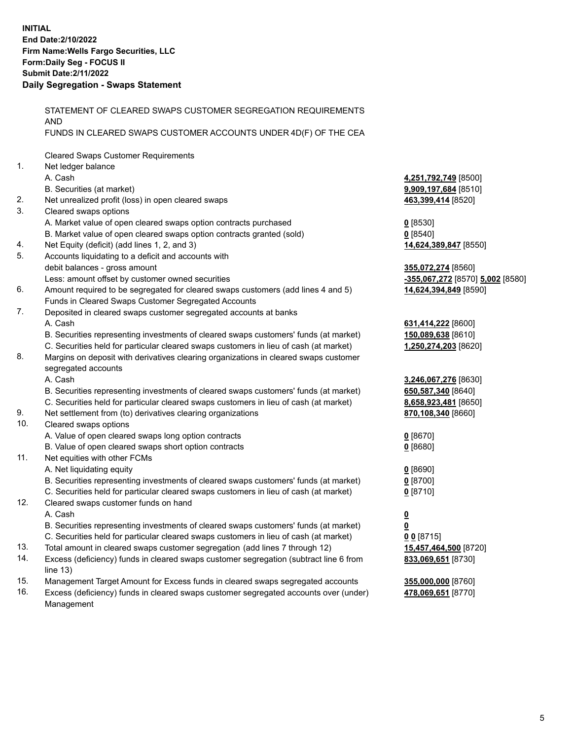**INITIAL**
**End Date:2/10/2022**
**Firm Name:Wells Fargo Securities, LLC**
**Form:Daily Seg - FOCUS II**
**Submit Date:2/11/2022**
**Daily Segregation - Swaps Statement**

STATEMENT OF CLEARED SWAPS CUSTOMER SEGREGATION REQUIREMENTS AND FUNDS IN CLEARED SWAPS CUSTOMER ACCOUNTS UNDER 4D(F) OF THE CEA

| | | |
|---|---|---|
| | Cleared Swaps Customer Requirements | |
| 1. | Net ledger balance | |
| | A. Cash | **4,251,792,749** [8500] |
| | B. Securities (at market) | **9,909,197,684** [8510] |
| 2. | Net unrealized profit (loss) in open cleared swaps | **463,399,414** [8520] |
| 3. | Cleared swaps options | |
| | A. Market value of open cleared swaps option contracts purchased | **0** [8530] |
| | B. Market value of open cleared swaps option contracts granted (sold) | **0** [8540] |
| 4. | Net Equity (deficit) (add lines 1, 2, and 3) | **14,624,389,847** [8550] |
| 5. | Accounts liquidating to a deficit and accounts with debit balances - gross amount | **355,072,274** [8560] |
| | Less: amount offset by customer owned securities | **-355,067,272** [8570] **5,002** [8580] |
| 6. | Amount required to be segregated for cleared swaps customers (add lines 4 and 5) | **14,624,394,849** [8590] |
| | Funds in Cleared Swaps Customer Segregated Accounts | |
| 7. | Deposited in cleared swaps customer segregated accounts at banks | |
| | A. Cash | **631,414,222** [8600] |
| | B. Securities representing investments of cleared swaps customers' funds (at market) | **150,089,638** [8610] |
| | C. Securities held for particular cleared swaps customers in lieu of cash (at market) | **1,250,274,203** [8620] |
| 8. | Margins on deposit with derivatives clearing organizations in cleared swaps customer segregated accounts | |
| | A. Cash | **3,246,067,276** [8630] |
| | B. Securities representing investments of cleared swaps customers' funds (at market) | **650,587,340** [8640] |
| | C. Securities held for particular cleared swaps customers in lieu of cash (at market) | **8,658,923,481** [8650] |
| 9. | Net settlement from (to) derivatives clearing organizations | **870,108,340** [8660] |
| 10. | Cleared swaps options | |
| | A. Value of open cleared swaps long option contracts | **0** [8670] |
| | B. Value of open cleared swaps short option contracts | **0** [8680] |
| 11. | Net equities with other FCMs | |
| | A. Net liquidating equity | **0** [8690] |
| | B. Securities representing investments of cleared swaps customers' funds (at market) | **0** [8700] |
| | C. Securities held for particular cleared swaps customers in lieu of cash (at market) | **0** [8710] |
| 12. | Cleared swaps customer funds on hand | |
| | A. Cash | **0** |
| | B. Securities representing investments of cleared swaps customers' funds (at market) | **0** |
| | C. Securities held for particular cleared swaps customers in lieu of cash (at market) | **0** **0** [8715] |
| 13. | Total amount in cleared swaps customer segregation (add lines 7 through 12) | **15,457,464,500** [8720] |
| 14. | Excess (deficiency) funds in cleared swaps customer segregation (subtract line 6 from line 13) | **833,069,651** [8730] |
| 15. | Management Target Amount for Excess funds in cleared swaps segregated accounts | **355,000,000** [8760] |
| 16. | Excess (deficiency) funds in cleared swaps customer segregated accounts over (under) Management | **478,069,651** [8770] |